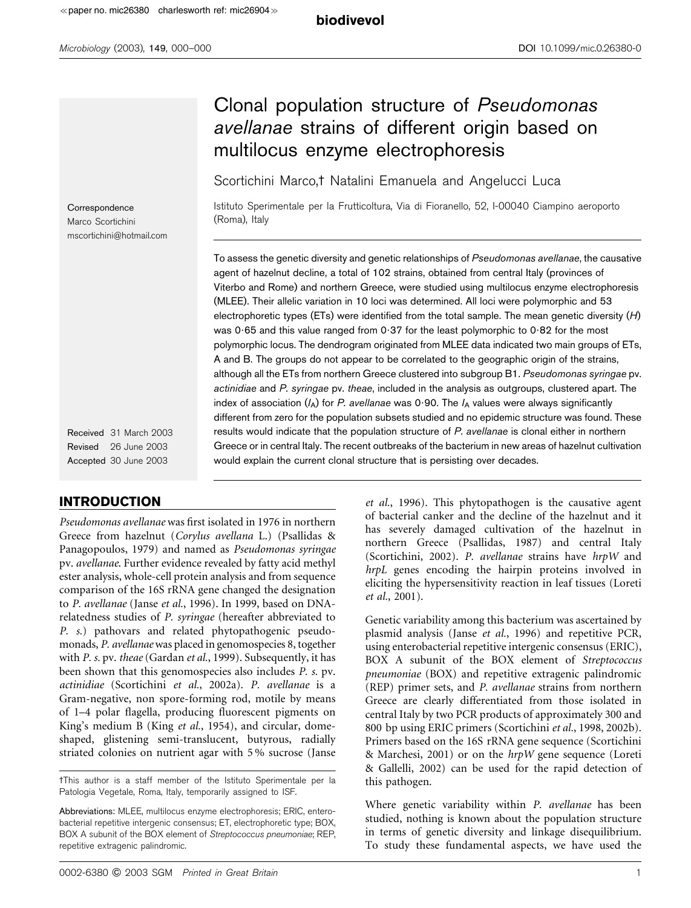# Clonal population structure of *Pseudomonas avellanae* strains of different origin based on multilocus enzyme electrophoresis

Scortichini Marco,† Natalini Emanuela and Angelucci Luca

Istituto Sperimentale per la Frutticoltura, Via di Fioranello, 52, I-00040 Ciampino aeroporto (Roma), Italy

Correspondence
Marco Scortichini
mscortichini@hotmail.com

Received 31 March 2003
Revised 26 June 2003
Accepted 30 June 2003

To assess the genetic diversity and genetic relationships of *Pseudomonas avellanae*, the causative agent of hazelnut decline, a total of 102 strains, obtained from central Italy (provinces of Viterbo and Rome) and northern Greece, were studied using multilocus enzyme electrophoresis (MLEE). Their allelic variation in 10 loci was determined. All loci were polymorphic and 53 electrophoretic types (ETs) were identified from the total sample. The mean genetic diversity ($H$) was 0·65 and this value ranged from 0·37 for the least polymorphic to 0·82 for the most polymorphic locus. The dendrogram originated from MLEE data indicated two main groups of ETs, A and B. The groups do not appear to be correlated to the geographic origin of the strains, although all the ETs from northern Greece clustered into subgroup B1. *Pseudomonas syringae* pv. *actinidiae* and *P. syringae* pv. *theae*, included in the analysis as outgroups, clustered apart. The index of association ($I_A$) for *P. avellanae* was 0·90. The $I_A$ values were always significantly different from zero for the population subsets studied and no epidemic structure was found. These results would indicate that the population structure of *P. avellanae* is clonal either in northern Greece or in central Italy. The recent outbreaks of the bacterium in new areas of hazelnut cultivation would explain the current clonal structure that is persisting over decades.

## INTRODUCTION

*Pseudomonas avellanae* was first isolated in 1976 in northern Greece from hazelnut (*Corylus avellana* L.) (Psallidas & Panagopoulos, 1979) and named as *Pseudomonas syringae* pv. *avellanae*. Further evidence revealed by fatty acid methyl ester analysis, whole-cell protein analysis and from sequence comparison of the 16S rRNA gene changed the designation to *P. avellanae* (Janse *et al.*, 1996). In 1999, based on DNA-relatedness studies of *P. syringae* (hereafter abbreviated to *P. s.*) pathovars and related phytopathogenic pseudomonads, *P. avellanae* was placed in genomospecies 8, together with *P. s.* pv. *theae* (Gardan *et al.*, 1999). Subsequently, it has been shown that this genomospecies also includes *P. s.* pv. *actinidiae* (Scortichini *et al.*, 2002a). *P. avellanae* is a Gram-negative, non spore-forming rod, motile by means of 1–4 polar flagella, producing fluorescent pigments on King's medium B (King *et al.*, 1954), and circular, dome-shaped, glistening semi-translucent, butyrous, radially striated colonies on nutrient agar with 5 % sucrose (Janse *et al.*, 1996). This phytopathogen is the causative agent of bacterial canker and the decline of the hazelnut and it has severely damaged cultivation of the hazelnut in northern Greece (Psallidas, 1987) and central Italy (Scortichini, 2002). *P. avellanae* strains have *hrpW* and *hrpL* genes encoding the hairpin proteins involved in eliciting the hypersensitivity reaction in leaf tissues (Loreti *et al.*, 2001).

Genetic variability among this bacterium was ascertained by plasmid analysis (Janse *et al.*, 1996) and repetitive PCR, using enterobacterial repetitive intergenic consensus (ERIC), BOX A subunit of the BOX element of *Streptococcus pneumoniae* (BOX) and repetitive extragenic palindromic (REP) primer sets, and *P. avellanae* strains from northern Greece are clearly differentiated from those isolated in central Italy by two PCR products of approximately 300 and 800 bp using ERIC primers (Scortichini *et al.*, 1998, 2002b). Primers based on the 16S rRNA gene sequence (Scortichini & Marchesi, 2001) or on the *hrpW* gene sequence (Loreti & Gallelli, 2002) can be used for the rapid detection of this pathogen.

Where genetic variability within *P. avellanae* has been studied, nothing is known about the population structure in terms of genetic diversity and linkage disequilibrium. To study these fundamental aspects, we have used the

†This author is a staff member of the Istituto Sperimentale per la Patologia Vegetale, Roma, Italy, temporarily assigned to ISF.

Abbreviations: MLEE, multilocus enzyme electrophoresis; ERIC, enterobacterial repetitive intergenic consensus; ET, electrophoretic type; BOX, BOX A subunit of the BOX element of *Streptococcus pneumoniae*; REP, repetitive extragenic palindromic.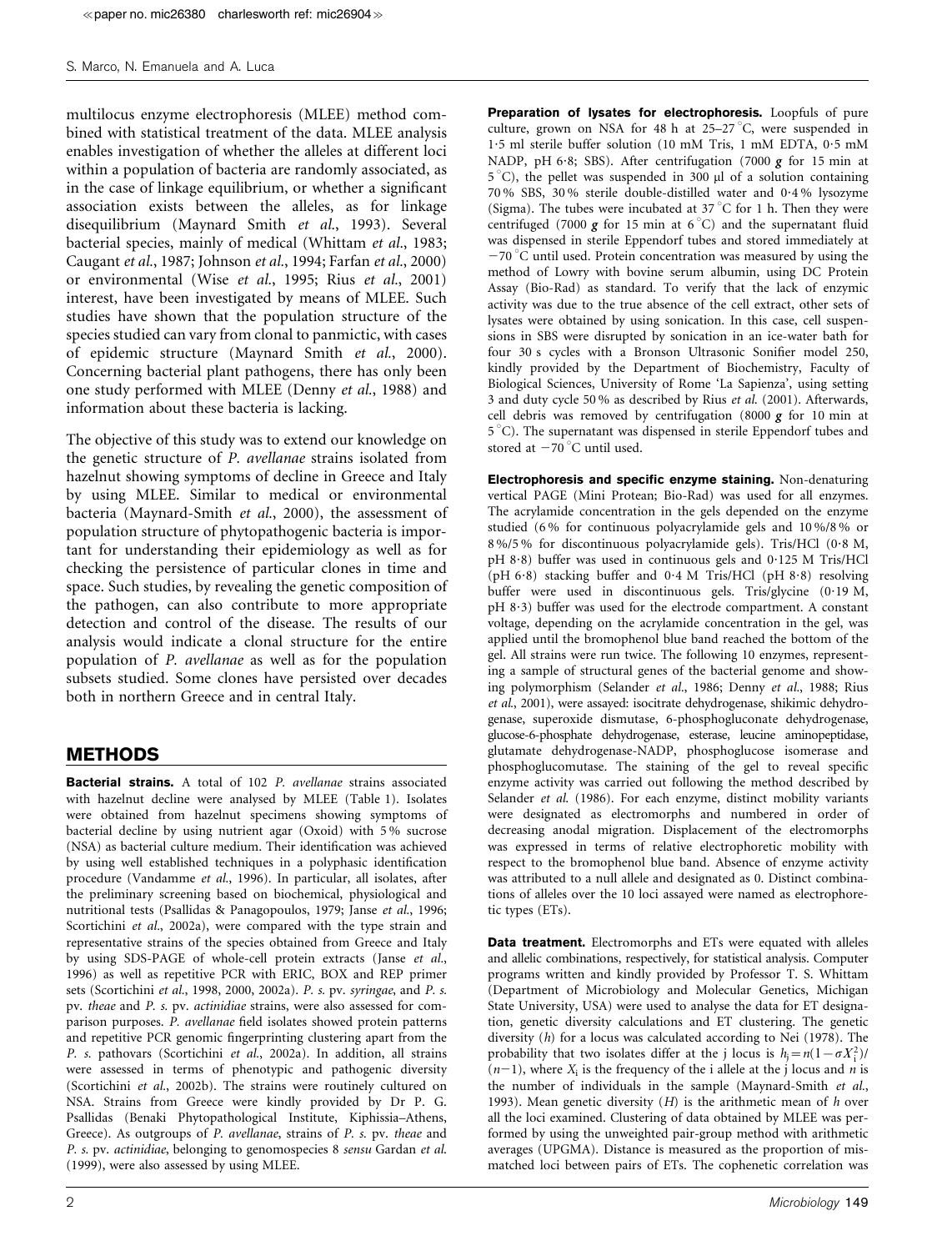multilocus enzyme electrophoresis (MLEE) method combined with statistical treatment of the data. MLEE analysis enables investigation of whether the alleles at different loci within a population of bacteria are randomly associated, as in the case of linkage equilibrium, or whether a significant association exists between the alleles, as for linkage disequilibrium (Maynard Smith *et al.*, 1993). Several bacterial species, mainly of medical (Whittam *et al.*, 1983; Caugant *et al.*, 1987; Johnson *et al.*, 1994; Farfan *et al.*, 2000) or environmental (Wise *et al.*, 1995; Rius *et al.*, 2001) interest, have been investigated by means of MLEE. Such studies have shown that the population structure of the species studied can vary from clonal to panmictic, with cases of epidemic structure (Maynard Smith *et al.*, 2000). Concerning bacterial plant pathogens, there has only been one study performed with MLEE (Denny *et al.*, 1988) and information about these bacteria is lacking.

The objective of this study was to extend our knowledge on the genetic structure of *P. avellanae* strains isolated from hazelnut showing symptoms of decline in Greece and Italy by using MLEE. Similar to medical or environmental bacteria (Maynard-Smith *et al.*, 2000), the assessment of population structure of phytopathogenic bacteria is important for understanding their epidemiology as well as for checking the persistence of particular clones in time and space. Such studies, by revealing the genetic composition of the pathogen, can also contribute to more appropriate detection and control of the disease. The results of our analysis would indicate a clonal structure for the entire population of *P. avellanae* as well as for the population subsets studied. Some clones have persisted over decades both in northern Greece and in central Italy.

## METHODS

**Bacterial strains.** A total of 102 *P. avellanae* strains associated with hazelnut decline were analysed by MLEE (Table 1). Isolates were obtained from hazelnut specimens showing symptoms of bacterial decline by using nutrient agar (Oxoid) with 5 % sucrose (NSA) as bacterial culture medium. Their identification was achieved by using well established techniques in a polyphasic identification procedure (Vandamme *et al.*, 1996). In particular, all isolates, after the preliminary screening based on biochemical, physiological and nutritional tests (Psallidas & Panagopoulos, 1979; Janse *et al.*, 1996; Scortichini *et al.*, 2002a), were compared with the type strain and representative strains of the species obtained from Greece and Italy by using SDS-PAGE of whole-cell protein extracts (Janse *et al.*, 1996) as well as repetitive PCR with ERIC, BOX and REP primer sets (Scortichini *et al.*, 1998, 2000, 2002a). *P. s.* pv. *syringae*, and *P. s.* pv. *theae* and *P. s.* pv. *actinidiae* strains, were also assessed for comparison purposes. *P. avellanae* field isolates showed protein patterns and repetitive PCR genomic fingerprinting clustering apart from the *P. s.* pathovars (Scortichini *et al.*, 2002a). In addition, all strains were assessed in terms of phenotypic and pathogenic diversity (Scortichini *et al.*, 2002b). The strains were routinely cultured on NSA. Strains from Greece were kindly provided by Dr P. G. Psallidas (Benaki Phytopathological Institute, Kiphissia–Athens, Greece). As outgroups of *P. avellanae*, strains of *P. s.* pv. *theae* and *P. s.* pv. *actinidiae*, belonging to genomospecies 8 *sensu* Gardan *et al.* (1999), were also assessed by using MLEE.

**Preparation of lysates for electrophoresis.** Loopfuls of pure culture, grown on NSA for 48 h at 25–27 °C, were suspended in 1·5 ml sterile buffer solution (10 mM Tris, 1 mM EDTA, 0·5 mM NADP, pH 6·8; SBS). After centrifugation (7000 ***g*** for 15 min at 5 °C), the pellet was suspended in 300 µl of a solution containing 70 % SBS, 30 % sterile double-distilled water and 0·4 % lysozyme (Sigma). The tubes were incubated at 37 °C for 1 h. Then they were centrifuged (7000 ***g*** for 15 min at 6 °C) and the supernatant fluid was dispensed in sterile Eppendorf tubes and stored immediately at −70 °C until used. Protein concentration was measured by using the method of Lowry with bovine serum albumin, using DC Protein Assay (Bio-Rad) as standard. To verify that the lack of enzymic activity was due to the true absence of the cell extract, other sets of lysates were obtained by using sonication. In this case, cell suspensions in SBS were disrupted by sonication in an ice-water bath for four 30 s cycles with a Bronson Ultrasonic Sonifier model 250, kindly provided by the Department of Biochemistry, Faculty of Biological Sciences, University of Rome 'La Sapienza', using setting 3 and duty cycle 50 % as described by Rius *et al.* (2001). Afterwards, cell debris was removed by centrifugation (8000 ***g*** for 10 min at 5 °C). The supernatant was dispensed in sterile Eppendorf tubes and stored at −70 °C until used.

**Electrophoresis and specific enzyme staining.** Non-denaturing vertical PAGE (Mini Protean; Bio-Rad) was used for all enzymes. The acrylamide concentration in the gels depended on the enzyme studied (6 % for continuous polyacrylamide gels and 10 %/8 % or 8 %/5 % for discontinuous polyacrylamide gels). Tris/HCl (0·8 M, pH 8·8) buffer was used in continuous gels and 0·125 M Tris/HCl (pH 6·8) stacking buffer and 0·4 M Tris/HCl (pH 8·8) resolving buffer were used in discontinuous gels. Tris/glycine (0·19 M, pH 8·3) buffer was used for the electrode compartment. A constant voltage, depending on the acrylamide concentration in the gel, was applied until the bromophenol blue band reached the bottom of the gel. All strains were run twice. The following 10 enzymes, representing a sample of structural genes of the bacterial genome and showing polymorphism (Selander *et al.*, 1986; Denny *et al.*, 1988; Rius *et al.*, 2001), were assayed: isocitrate dehydrogenase, shikimic dehydrogenase, superoxide dismutase, 6-phosphogluconate dehydrogenase, glucose-6-phosphate dehydrogenase, esterase, leucine aminopeptidase, glutamate dehydrogenase-NADP, phosphoglucose isomerase and phosphoglucomutase. The staining of the gel to reveal specific enzyme activity was carried out following the method described by Selander *et al.* (1986). For each enzyme, distinct mobility variants were designated as electromorphs and numbered in order of decreasing anodal migration. Displacement of the electromorphs was expressed in terms of relative electrophoretic mobility with respect to the bromophenol blue band. Absence of enzyme activity was attributed to a null allele and designated as 0. Distinct combinations of alleles over the 10 loci assayed were named as electrophoretic types (ETs).

**Data treatment.** Electromorphs and ETs were equated with alleles and allelic combinations, respectively, for statistical analysis. Computer programs written and kindly provided by Professor T. S. Whittam (Department of Microbiology and Molecular Genetics, Michigan State University, USA) were used to analyse the data for ET designation, genetic diversity calculations and ET clustering. The genetic diversity ($h$) for a locus was calculated according to Nei (1978). The probability that two isolates differ at the j locus is $h_j = n(1-\sigma X_i^2)/(n-1)$, where $X_i$ is the frequency of the i allele at the j locus and $n$ is the number of individuals in the sample (Maynard-Smith *et al.*, 1993). Mean genetic diversity ($H$) is the arithmetic mean of $h$ over all the loci examined. Clustering of data obtained by MLEE was performed by using the unweighted pair-group method with arithmetic averages (UPGMA). Distance is measured as the proportion of mismatched loci between pairs of ETs. The cophenetic correlation was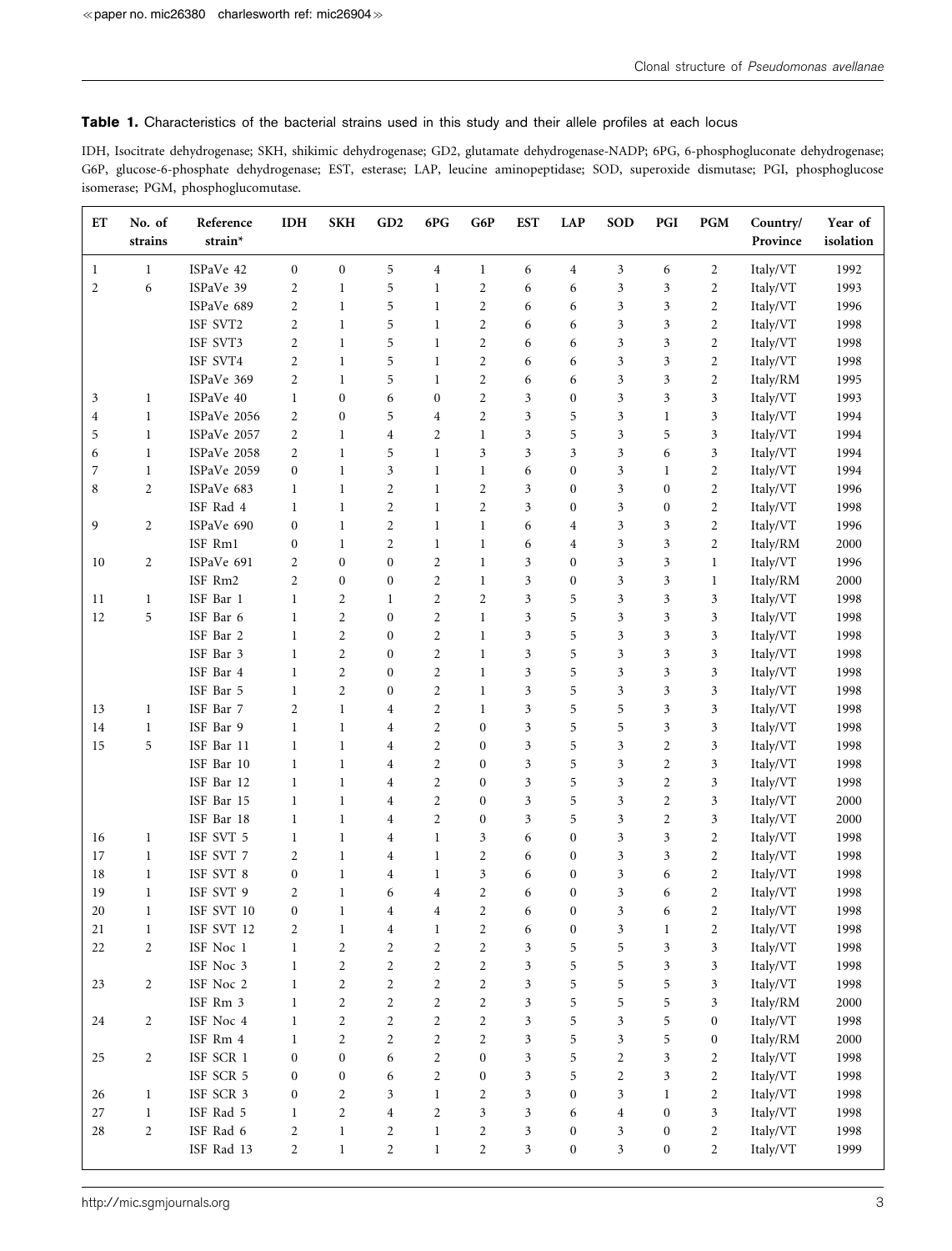**Table 1.** Characteristics of the bacterial strains used in this study and their allele profiles at each locus

IDH, Isocitrate dehydrogenase; SKH, shikimic dehydrogenase; GD2, glutamate dehydrogenase-NADP; 6PG, 6-phosphogluconate dehydrogenase; G6P, glucose-6-phosphate dehydrogenase; EST, esterase; LAP, leucine aminopeptidase; SOD, superoxide dismutase; PGI, phosphoglucose isomerase; PGM, phosphoglucomutase.

| ET | No. of strains | Reference strain* | IDH | SKH | GD2 | 6PG | G6P | EST | LAP | SOD | PGI | PGM | Country/ Province | Year of isolation |
|---|---|---|---|---|---|---|---|---|---|---|---|---|---|---|
| 1 | 1 | ISPaVe 42 | 0 | 0 | 5 | 4 | 1 | 6 | 4 | 3 | 6 | 2 | Italy/VT | 1992 |
| 2 | 6 | ISPaVe 39 | 2 | 1 | 5 | 1 | 2 | 6 | 6 | 3 | 3 | 2 | Italy/VT | 1993 |
| | | ISPaVe 689 | 2 | 1 | 5 | 1 | 2 | 6 | 6 | 3 | 3 | 2 | Italy/VT | 1996 |
| | | ISF SVT2 | 2 | 1 | 5 | 1 | 2 | 6 | 6 | 3 | 3 | 2 | Italy/VT | 1998 |
| | | ISF SVT3 | 2 | 1 | 5 | 1 | 2 | 6 | 6 | 3 | 3 | 2 | Italy/VT | 1998 |
| | | ISF SVT4 | 2 | 1 | 5 | 1 | 2 | 6 | 6 | 3 | 3 | 2 | Italy/VT | 1998 |
| | | ISPaVe 369 | 2 | 1 | 5 | 1 | 2 | 6 | 6 | 3 | 3 | 2 | Italy/RM | 1995 |
| 3 | 1 | ISPaVe 40 | 1 | 0 | 6 | 0 | 2 | 3 | 0 | 3 | 3 | 3 | Italy/VT | 1993 |
| 4 | 1 | ISPaVe 2056 | 2 | 0 | 5 | 4 | 2 | 3 | 5 | 3 | 1 | 3 | Italy/VT | 1994 |
| 5 | 1 | ISPaVe 2057 | 2 | 1 | 4 | 2 | 1 | 3 | 5 | 3 | 5 | 3 | Italy/VT | 1994 |
| 6 | 1 | ISPaVe 2058 | 2 | 1 | 5 | 1 | 3 | 3 | 3 | 3 | 6 | 3 | Italy/VT | 1994 |
| 7 | 1 | ISPaVe 2059 | 0 | 1 | 3 | 1 | 1 | 6 | 0 | 3 | 1 | 2 | Italy/VT | 1994 |
| 8 | 2 | ISPaVe 683 | 1 | 1 | 2 | 1 | 2 | 3 | 0 | 3 | 0 | 2 | Italy/VT | 1996 |
| | | ISF Rad 4 | 1 | 1 | 2 | 1 | 2 | 3 | 0 | 3 | 0 | 2 | Italy/VT | 1998 |
| 9 | 2 | ISPaVe 690 | 0 | 1 | 2 | 1 | 1 | 6 | 4 | 3 | 3 | 2 | Italy/VT | 1996 |
| | | ISF Rm1 | 0 | 1 | 2 | 1 | 1 | 6 | 4 | 3 | 3 | 2 | Italy/RM | 2000 |
| 10 | 2 | ISPaVe 691 | 2 | 0 | 0 | 2 | 1 | 3 | 0 | 3 | 3 | 1 | Italy/VT | 1996 |
| | | ISF Rm2 | 2 | 0 | 0 | 2 | 1 | 3 | 0 | 3 | 3 | 1 | Italy/RM | 2000 |
| 11 | 1 | ISF Bar 1 | 1 | 2 | 1 | 2 | 2 | 3 | 5 | 3 | 3 | 3 | Italy/VT | 1998 |
| 12 | 5 | ISF Bar 6 | 1 | 2 | 0 | 2 | 1 | 3 | 5 | 3 | 3 | 3 | Italy/VT | 1998 |
| | | ISF Bar 2 | 1 | 2 | 0 | 2 | 1 | 3 | 5 | 3 | 3 | 3 | Italy/VT | 1998 |
| | | ISF Bar 3 | 1 | 2 | 0 | 2 | 1 | 3 | 5 | 3 | 3 | 3 | Italy/VT | 1998 |
| | | ISF Bar 4 | 1 | 2 | 0 | 2 | 1 | 3 | 5 | 3 | 3 | 3 | Italy/VT | 1998 |
| | | ISF Bar 5 | 1 | 2 | 0 | 2 | 1 | 3 | 5 | 3 | 3 | 3 | Italy/VT | 1998 |
| 13 | 1 | ISF Bar 7 | 2 | 1 | 4 | 2 | 1 | 3 | 5 | 5 | 3 | 3 | Italy/VT | 1998 |
| 14 | 1 | ISF Bar 9 | 1 | 1 | 4 | 2 | 0 | 3 | 5 | 5 | 3 | 3 | Italy/VT | 1998 |
| 15 | 5 | ISF Bar 11 | 1 | 1 | 4 | 2 | 0 | 3 | 5 | 3 | 2 | 3 | Italy/VT | 1998 |
| | | ISF Bar 10 | 1 | 1 | 4 | 2 | 0 | 3 | 5 | 3 | 2 | 3 | Italy/VT | 1998 |
| | | ISF Bar 12 | 1 | 1 | 4 | 2 | 0 | 3 | 5 | 3 | 2 | 3 | Italy/VT | 1998 |
| | | ISF Bar 15 | 1 | 1 | 4 | 2 | 0 | 3 | 5 | 3 | 2 | 3 | Italy/VT | 2000 |
| | | ISF Bar 18 | 1 | 1 | 4 | 2 | 0 | 3 | 5 | 3 | 2 | 3 | Italy/VT | 2000 |
| 16 | 1 | ISF SVT 5 | 1 | 1 | 4 | 1 | 3 | 6 | 0 | 3 | 3 | 2 | Italy/VT | 1998 |
| 17 | 1 | ISF SVT 7 | 2 | 1 | 4 | 1 | 2 | 6 | 0 | 3 | 3 | 2 | Italy/VT | 1998 |
| 18 | 1 | ISF SVT 8 | 0 | 1 | 4 | 1 | 3 | 6 | 0 | 3 | 6 | 2 | Italy/VT | 1998 |
| 19 | 1 | ISF SVT 9 | 2 | 1 | 6 | 4 | 2 | 6 | 0 | 3 | 6 | 2 | Italy/VT | 1998 |
| 20 | 1 | ISF SVT 10 | 0 | 1 | 4 | 4 | 2 | 6 | 0 | 3 | 6 | 2 | Italy/VT | 1998 |
| 21 | 1 | ISF SVT 12 | 2 | 1 | 4 | 1 | 2 | 6 | 0 | 3 | 1 | 2 | Italy/VT | 1998 |
| 22 | 2 | ISF Noc 1 | 1 | 2 | 2 | 2 | 2 | 3 | 5 | 5 | 3 | 3 | Italy/VT | 1998 |
| | | ISF Noc 3 | 1 | 2 | 2 | 2 | 2 | 3 | 5 | 5 | 3 | 3 | Italy/VT | 1998 |
| 23 | 2 | ISF Noc 2 | 1 | 2 | 2 | 2 | 2 | 3 | 5 | 5 | 5 | 3 | Italy/VT | 1998 |
| | | ISF Rm 3 | 1 | 2 | 2 | 2 | 2 | 3 | 5 | 5 | 5 | 3 | Italy/RM | 2000 |
| 24 | 2 | ISF Noc 4 | 1 | 2 | 2 | 2 | 2 | 3 | 5 | 3 | 5 | 0 | Italy/VT | 1998 |
| | | ISF Rm 4 | 1 | 2 | 2 | 2 | 2 | 3 | 5 | 3 | 5 | 0 | Italy/RM | 2000 |
| 25 | 2 | ISF SCR 1 | 0 | 0 | 6 | 2 | 0 | 3 | 5 | 2 | 3 | 2 | Italy/VT | 1998 |
| | | ISF SCR 5 | 0 | 0 | 6 | 2 | 0 | 3 | 5 | 2 | 3 | 2 | Italy/VT | 1998 |
| 26 | 1 | ISF SCR 3 | 0 | 2 | 3 | 1 | 2 | 3 | 0 | 3 | 1 | 2 | Italy/VT | 1998 |
| 27 | 1 | ISF Rad 5 | 1 | 2 | 4 | 2 | 3 | 3 | 6 | 4 | 0 | 3 | Italy/VT | 1998 |
| 28 | 2 | ISF Rad 6 | 2 | 1 | 2 | 1 | 2 | 3 | 0 | 3 | 0 | 2 | Italy/VT | 1998 |
| | | ISF Rad 13 | 2 | 1 | 2 | 1 | 2 | 3 | 0 | 3 | 0 | 2 | Italy/VT | 1999 |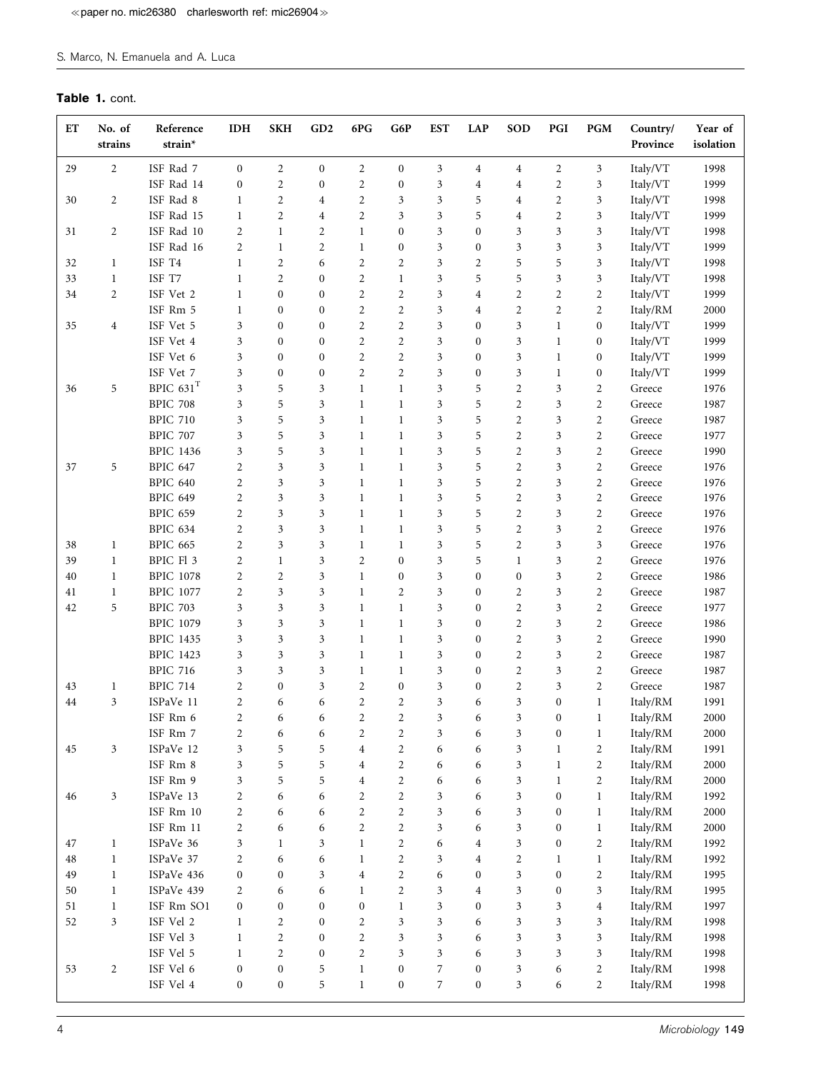**Table 1.** cont.

| ET | No. of strains | Reference strain* | IDH | SKH | GD2 | 6PG | G6P | EST | LAP | SOD | PGI | PGM | Country/ Province | Year of isolation |
|---|---|---|---|---|---|---|---|---|---|---|---|---|---|---|
| 29 | 2 | ISF Rad 7 | 0 | 2 | 0 | 2 | 0 | 3 | 4 | 4 | 2 | 3 | Italy/VT | 1998 |
| | | ISF Rad 14 | 0 | 2 | 0 | 2 | 0 | 3 | 4 | 4 | 2 | 3 | Italy/VT | 1999 |
| 30 | 2 | ISF Rad 8 | 1 | 2 | 4 | 2 | 3 | 3 | 5 | 4 | 2 | 3 | Italy/VT | 1998 |
| | | ISF Rad 15 | 1 | 2 | 4 | 2 | 3 | 3 | 5 | 4 | 2 | 3 | Italy/VT | 1999 |
| 31 | 2 | ISF Rad 10 | 2 | 1 | 2 | 1 | 0 | 3 | 0 | 3 | 3 | 3 | Italy/VT | 1998 |
| | | ISF Rad 16 | 2 | 1 | 2 | 1 | 0 | 3 | 0 | 3 | 3 | 3 | Italy/VT | 1999 |
| 32 | 1 | ISF T4 | 1 | 2 | 6 | 2 | 2 | 3 | 2 | 5 | 5 | 3 | Italy/VT | 1998 |
| 33 | 1 | ISF T7 | 1 | 2 | 0 | 2 | 1 | 3 | 5 | 5 | 3 | 3 | Italy/VT | 1998 |
| 34 | 2 | ISF Vet 2 | 1 | 0 | 0 | 2 | 2 | 3 | 4 | 2 | 2 | 2 | Italy/VT | 1999 |
| | | ISF Rm 5 | 1 | 0 | 0 | 2 | 2 | 3 | 4 | 2 | 2 | 2 | Italy/RM | 2000 |
| 35 | 4 | ISF Vet 5 | 3 | 0 | 0 | 2 | 2 | 3 | 0 | 3 | 1 | 0 | Italy/VT | 1999 |
| | | ISF Vet 4 | 3 | 0 | 0 | 2 | 2 | 3 | 0 | 3 | 1 | 0 | Italy/VT | 1999 |
| | | ISF Vet 6 | 3 | 0 | 0 | 2 | 2 | 3 | 0 | 3 | 1 | 0 | Italy/VT | 1999 |
| | | ISF Vet 7 | 3 | 0 | 0 | 2 | 2 | 3 | 0 | 3 | 1 | 0 | Italy/VT | 1999 |
| 36 | 5 | BPIC 631$^T$ | 3 | 5 | 3 | 1 | 1 | 3 | 5 | 2 | 3 | 2 | Greece | 1976 |
| | | BPIC 708 | 3 | 5 | 3 | 1 | 1 | 3 | 5 | 2 | 3 | 2 | Greece | 1987 |
| | | BPIC 710 | 3 | 5 | 3 | 1 | 1 | 3 | 5 | 2 | 3 | 2 | Greece | 1987 |
| | | BPIC 707 | 3 | 5 | 3 | 1 | 1 | 3 | 5 | 2 | 3 | 2 | Greece | 1977 |
| | | BPIC 1436 | 3 | 5 | 3 | 1 | 1 | 3 | 5 | 2 | 3 | 2 | Greece | 1990 |
| 37 | 5 | BPIC 647 | 2 | 3 | 3 | 1 | 1 | 3 | 5 | 2 | 3 | 2 | Greece | 1976 |
| | | BPIC 640 | 2 | 3 | 3 | 1 | 1 | 3 | 5 | 2 | 3 | 2 | Greece | 1976 |
| | | BPIC 649 | 2 | 3 | 3 | 1 | 1 | 3 | 5 | 2 | 3 | 2 | Greece | 1976 |
| | | BPIC 659 | 2 | 3 | 3 | 1 | 1 | 3 | 5 | 2 | 3 | 2 | Greece | 1976 |
| | | BPIC 634 | 2 | 3 | 3 | 1 | 1 | 3 | 5 | 2 | 3 | 2 | Greece | 1976 |
| 38 | 1 | BPIC 665 | 2 | 3 | 3 | 1 | 1 | 3 | 5 | 2 | 3 | 3 | Greece | 1976 |
| 39 | 1 | BPIC Fl 3 | 2 | 1 | 3 | 2 | 0 | 3 | 5 | 1 | 3 | 2 | Greece | 1976 |
| 40 | 1 | BPIC 1078 | 2 | 2 | 3 | 1 | 0 | 3 | 0 | 0 | 3 | 2 | Greece | 1986 |
| 41 | 1 | BPIC 1077 | 2 | 3 | 3 | 1 | 2 | 3 | 0 | 2 | 3 | 2 | Greece | 1987 |
| 42 | 5 | BPIC 703 | 3 | 3 | 3 | 1 | 1 | 3 | 0 | 2 | 3 | 2 | Greece | 1977 |
| | | BPIC 1079 | 3 | 3 | 3 | 1 | 1 | 3 | 0 | 2 | 3 | 2 | Greece | 1986 |
| | | BPIC 1435 | 3 | 3 | 3 | 1 | 1 | 3 | 0 | 2 | 3 | 2 | Greece | 1990 |
| | | BPIC 1423 | 3 | 3 | 3 | 1 | 1 | 3 | 0 | 2 | 3 | 2 | Greece | 1987 |
| | | BPIC 716 | 3 | 3 | 3 | 1 | 1 | 3 | 0 | 2 | 3 | 2 | Greece | 1987 |
| 43 | 1 | BPIC 714 | 2 | 0 | 3 | 2 | 0 | 3 | 0 | 2 | 3 | 2 | Greece | 1987 |
| 44 | 3 | ISPaVe 11 | 2 | 6 | 6 | 2 | 2 | 3 | 6 | 3 | 0 | 1 | Italy/RM | 1991 |
| | | ISF Rm 6 | 2 | 6 | 6 | 2 | 2 | 3 | 6 | 3 | 0 | 1 | Italy/RM | 2000 |
| | | ISF Rm 7 | 2 | 6 | 6 | 2 | 2 | 3 | 6 | 3 | 0 | 1 | Italy/RM | 2000 |
| 45 | 3 | ISPaVe 12 | 3 | 5 | 5 | 4 | 2 | 6 | 6 | 3 | 1 | 2 | Italy/RM | 1991 |
| | | ISF Rm 8 | 3 | 5 | 5 | 4 | 2 | 6 | 6 | 3 | 1 | 2 | Italy/RM | 2000 |
| | | ISF Rm 9 | 3 | 5 | 5 | 4 | 2 | 6 | 6 | 3 | 1 | 2 | Italy/RM | 2000 |
| 46 | 3 | ISPaVe 13 | 2 | 6 | 6 | 2 | 2 | 3 | 6 | 3 | 0 | 1 | Italy/RM | 1992 |
| | | ISF Rm 10 | 2 | 6 | 6 | 2 | 2 | 3 | 6 | 3 | 0 | 1 | Italy/RM | 2000 |
| | | ISF Rm 11 | 2 | 6 | 6 | 2 | 2 | 3 | 6 | 3 | 0 | 1 | Italy/RM | 2000 |
| 47 | 1 | ISPaVe 36 | 3 | 1 | 3 | 1 | 2 | 6 | 4 | 3 | 0 | 2 | Italy/RM | 1992 |
| 48 | 1 | ISPaVe 37 | 2 | 6 | 6 | 1 | 2 | 3 | 4 | 2 | 1 | 1 | Italy/RM | 1992 |
| 49 | 1 | ISPaVe 436 | 0 | 0 | 3 | 4 | 2 | 6 | 0 | 3 | 0 | 2 | Italy/RM | 1995 |
| 50 | 1 | ISPaVe 439 | 2 | 6 | 6 | 1 | 2 | 3 | 4 | 3 | 0 | 3 | Italy/RM | 1995 |
| 51 | 1 | ISF Rm SO1 | 0 | 0 | 0 | 0 | 1 | 3 | 0 | 3 | 3 | 4 | Italy/RM | 1997 |
| 52 | 3 | ISF Vel 2 | 1 | 2 | 0 | 2 | 3 | 3 | 6 | 3 | 3 | 3 | Italy/RM | 1998 |
| | | ISF Vel 3 | 1 | 2 | 0 | 2 | 3 | 3 | 6 | 3 | 3 | 3 | Italy/RM | 1998 |
| | | ISF Vel 5 | 1 | 2 | 0 | 2 | 3 | 3 | 6 | 3 | 3 | 3 | Italy/RM | 1998 |
| 53 | 2 | ISF Vel 6 | 0 | 0 | 5 | 1 | 0 | 7 | 0 | 3 | 6 | 2 | Italy/RM | 1998 |
| | | ISF Vel 4 | 0 | 0 | 5 | 1 | 0 | 7 | 0 | 3 | 6 | 2 | Italy/RM | 1998 |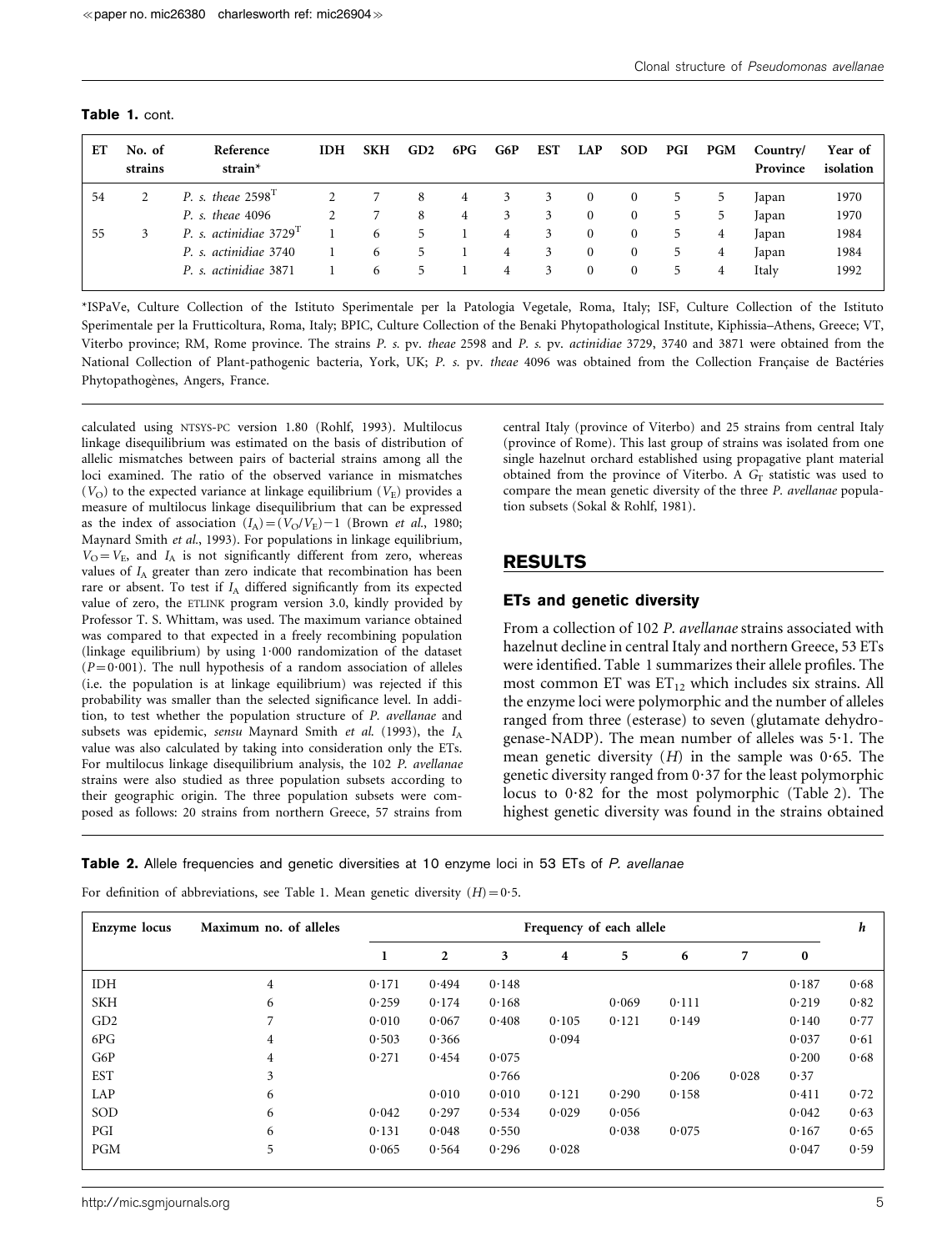**Table 1.** cont.

| ET | No. of strains | Reference strain* | IDH | SKH | GD2 | 6PG | G6P | EST | LAP | SOD | PGI | PGM | Country/ Province | Year of isolation |
|---|---|---|---|---|---|---|---|---|---|---|---|---|---|---|
| 54 | 2 | *P. s. theae* 2598$^{T}$ | 2 | 7 | 8 | 4 | 3 | 3 | 0 | 0 | 5 | 5 | Japan | 1970 |
| | | *P. s. theae* 4096 | 2 | 7 | 8 | 4 | 3 | 3 | 0 | 0 | 5 | 5 | Japan | 1970 |
| 55 | 3 | *P. s. actinidiae* 3729$^{T}$ | 1 | 6 | 5 | 1 | 4 | 3 | 0 | 0 | 5 | 4 | Japan | 1984 |
| | | *P. s. actinidiae* 3740 | 1 | 6 | 5 | 1 | 4 | 3 | 0 | 0 | 5 | 4 | Japan | 1984 |
| | | *P. s. actinidiae* 3871 | 1 | 6 | 5 | 1 | 4 | 3 | 0 | 0 | 5 | 4 | Italy | 1992 |

*ISPaVe, Culture Collection of the Istituto Sperimentale per la Patologia Vegetale, Roma, Italy; ISF, Culture Collection of the Istituto Sperimentale per la Frutticoltura, Roma, Italy; BPIC, Culture Collection of the Benaki Phytopathological Institute, Kiphissia–Athens, Greece; VT, Viterbo province; RM, Rome province. The strains *P. s.* pv. *theae* 2598 and *P. s.* pv. *actinidiae* 3729, 3740 and 3871 were obtained from the National Collection of Plant-pathogenic bacteria, York, UK; *P. s.* pv. *theae* 4096 was obtained from the Collection Française de Bactéries Phytopathogènes, Angers, France.

calculated using NTSYS-PC version 1.80 (Rohlf, 1993). Multilocus linkage disequilibrium was estimated on the basis of distribution of allelic mismatches between pairs of bacterial strains among all the loci examined. The ratio of the observed variance in mismatches ($V_O$) to the expected variance at linkage equilibrium ($V_E$) provides a measure of multilocus linkage disequilibrium that can be expressed as the index of association $(I_A) = (V_O/V_E) - 1$ (Brown *et al.*, 1980; Maynard Smith *et al.*, 1993). For populations in linkage equilibrium, $V_O = V_E$, and $I_A$ is not significantly different from zero, whereas values of $I_A$ greater than zero indicate that recombination has been rare or absent. To test if $I_A$ differed significantly from its expected value of zero, the ETLINK program version 3.0, kindly provided by Professor T. S. Whittam, was used. The maximum variance obtained was compared to that expected in a freely recombining population (linkage equilibrium) by using 1·000 randomization of the dataset ($P = 0·001$). The null hypothesis of a random association of alleles (i.e. the population is at linkage equilibrium) was rejected if this probability was smaller than the selected significance level. In addition, to test whether the population structure of *P. avellanae* and subsets was epidemic, *sensu* Maynard Smith *et al.* (1993), the $I_A$ value was also calculated by taking into consideration only the ETs. For multilocus linkage disequilibrium analysis, the 102 *P. avellanae* strains were also studied as three population subsets according to their geographic origin. The three population subsets were composed as follows: 20 strains from northern Greece, 57 strains from central Italy (province of Viterbo) and 25 strains from central Italy (province of Rome). This last group of strains was isolated from one single hazelnut orchard established using propagative plant material obtained from the province of Viterbo. A $G_T$ statistic was used to compare the mean genetic diversity of the three *P. avellanae* population subsets (Sokal & Rohlf, 1981).

## RESULTS

### ETs and genetic diversity

From a collection of 102 *P. avellanae* strains associated with hazelnut decline in central Italy and northern Greece, 53 ETs were identified. Table 1 summarizes their allele profiles. The most common ET was $ET_{12}$ which includes six strains. All the enzyme loci were polymorphic and the number of alleles ranged from three (esterase) to seven (glutamate dehydrogenase-NADP). The mean number of alleles was 5·1. The mean genetic diversity ($H$) in the sample was 0·65. The genetic diversity ranged from 0·37 for the least polymorphic locus to 0·82 for the most polymorphic (Table 2). The highest genetic diversity was found in the strains obtained

**Table 2.** Allele frequencies and genetic diversities at 10 enzyme loci in 53 ETs of *P. avellanae*

For definition of abbreviations, see Table 1. Mean genetic diversity $(H) = 0·5$.

| Enzyme locus | Maximum no. of alleles | Frequency of each allele | | | | | | | | *h* |
|---|---|---|---|---|---|---|---|---|---|---|
| | | 1 | 2 | 3 | 4 | 5 | 6 | 7 | 0 | |
| IDH | 4 | 0·171 | 0·494 | 0·148 | | | | | 0·187 | 0·68 |
| SKH | 6 | 0·259 | 0·174 | 0·168 | | 0·069 | 0·111 | | 0·219 | 0·82 |
| GD2 | 7 | 0·010 | 0·067 | 0·408 | 0·105 | 0·121 | 0·149 | | 0·140 | 0·77 |
| 6PG | 4 | 0·503 | 0·366 | | 0·094 | | | | 0·037 | 0·61 |
| G6P | 4 | 0·271 | 0·454 | 0·075 | | | | | 0·200 | 0·68 |
| EST | 3 | | | 0·766 | | | 0·206 | 0·028 | 0·37 | |
| LAP | 6 | | 0·010 | 0·010 | 0·121 | 0·290 | 0·158 | | 0·411 | 0·72 |
| SOD | 6 | 0·042 | 0·297 | 0·534 | 0·029 | 0·056 | | | 0·042 | 0·63 |
| PGI | 6 | 0·131 | 0·048 | 0·550 | | 0·038 | 0·075 | | 0·167 | 0·65 |
| PGM | 5 | 0·065 | 0·564 | 0·296 | 0·028 | | | | 0·047 | 0·59 |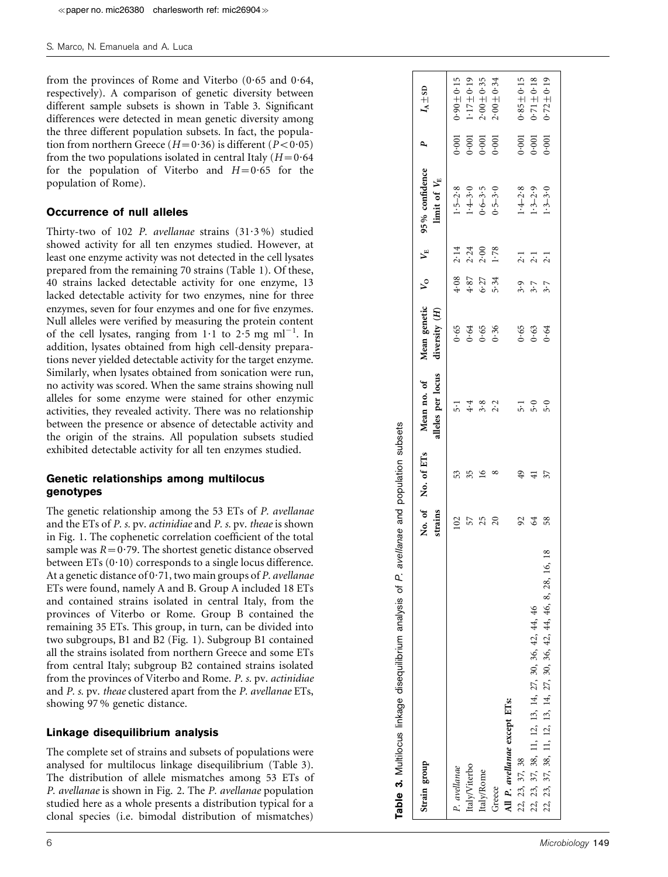from the provinces of Rome and Viterbo (0·65 and 0·64, respectively). A comparison of genetic diversity between different sample subsets is shown in Table 3. Significant differences were detected in mean genetic diversity among the three different population subsets. In fact, the population from northern Greece ($H=0·36$) is different ($P<0·05$) from the two populations isolated in central Italy ($H=0·64$ for the population of Viterbo and $H=0·65$ for the population of Rome).

## Occurrence of null alleles

Thirty-two of 102 *P. avellanae* strains (31·3 %) studied showed activity for all ten enzymes studied. However, at least one enzyme activity was not detected in the cell lysates prepared from the remaining 70 strains (Table 1). Of these, 40 strains lacked detectable activity for one enzyme, 13 lacked detectable activity for two enzymes, nine for three enzymes, seven for four enzymes and one for five enzymes. Null alleles were verified by measuring the protein content of the cell lysates, ranging from 1·1 to 2·5 mg $ml^{-1}$. In addition, lysates obtained from high cell-density preparations never yielded detectable activity for the target enzyme. Similarly, when lysates obtained from sonication were run, no activity was scored. When the same strains showing null alleles for some enzyme were stained for other enzymic activities, they revealed activity. There was no relationship between the presence or absence of detectable activity and the origin of the strains. All population subsets studied exhibited detectable activity for all ten enzymes studied.

## Genetic relationships among multilocus genotypes

The genetic relationship among the 53 ETs of *P. avellanae* and the ETs of *P. s.* pv. *actinidiae* and *P. s.* pv. *theae* is shown in Fig. 1. The cophenetic correlation coefficient of the total sample was $R=0·79$. The shortest genetic distance observed between ETs (0·10) corresponds to a single locus difference. At a genetic distance of 0·71, two main groups of *P. avellanae* ETs were found, namely A and B. Group A included 18 ETs and contained strains isolated in central Italy, from the provinces of Viterbo or Rome. Group B contained the remaining 35 ETs. This group, in turn, can be divided into two subgroups, B1 and B2 (Fig. 1). Subgroup B1 contained all the strains isolated from northern Greece and some ETs from central Italy; subgroup B2 contained strains isolated from the provinces of Viterbo and Rome. *P. s.* pv. *actinidiae* and *P. s.* pv. *theae* clustered apart from the *P. avellanae* ETs, showing 97 % genetic distance.

## Linkage disequilibrium analysis

The complete set of strains and subsets of populations were analysed for multilocus linkage disequilibrium (Table 3). The distribution of allele mismatches among 53 ETs of *P. avellanae* is shown in Fig. 2. The *P. avellanae* population studied here as a whole presents a distribution typical for a clonal species (i.e. bimodal distribution of mismatches)

**Table 3.** Multilocus linkage disequilibrium analysis of *P. avellanae* and population subsets

| Strain group | No. of strains | No. of ETs | Mean no. of alleles per locus | Mean genetic diversity ($H$) | $V_O$ | $V_E$ | 95 % confidence limit of $V_E$ | $P$ | $I_A \pm$ SD |
|---|---|---|---|---|---|---|---|---|---|
| *P. avellanae* | 102 | 53 | 5·1 | 0·65 | 4·08 | 2·14 | 1·5–2·8 | 0·001 | 0·90 ± 0·15 |
| Italy/Viterbo | 57 | 35 | 4·4 | 0·64 | 4·87 | 2·24 | 1·4–3·0 | 0·001 | 1·17 ± 0·19 |
| Italy/Rome | 25 | 16 | 3·8 | 0·65 | 6·27 | 2·00 | 0·6–3·5 | 0·001 | 2·00 ± 0·35 |
| Greece | 20 | 8 | 2·2 | 0·36 | 5·34 | 1·78 | 0·5–3·0 | 0·001 | 2·00 ± 0·34 |
| **All *P. avellanae* except ETs:** | | | | | | | | | |
| 22, 23, 37, 38 | 92 | 49 | 5·1 | 0·65 | 3·9 | 2·1 | 1·4–2·8 | 0·001 | 0·85 ± 0·15 |
| 22, 23, 37, 38, 11, 12, 13, 14, 27, 30, 36, 42, 44, 46 | 64 | 41 | 5·0 | 0·63 | 3·7 | 2·1 | 1·3–2·9 | 0·001 | 0·71 ± 0·18 |
| 22, 23, 37, 38, 11, 12, 13, 14, 27, 30, 36, 42, 44, 46, 8, 28, 16, 18 | 58 | 37 | 5·0 | 0·64 | 3·7 | 2·1 | 1·3–3·0 | 0·001 | 0·72 ± 0·19 |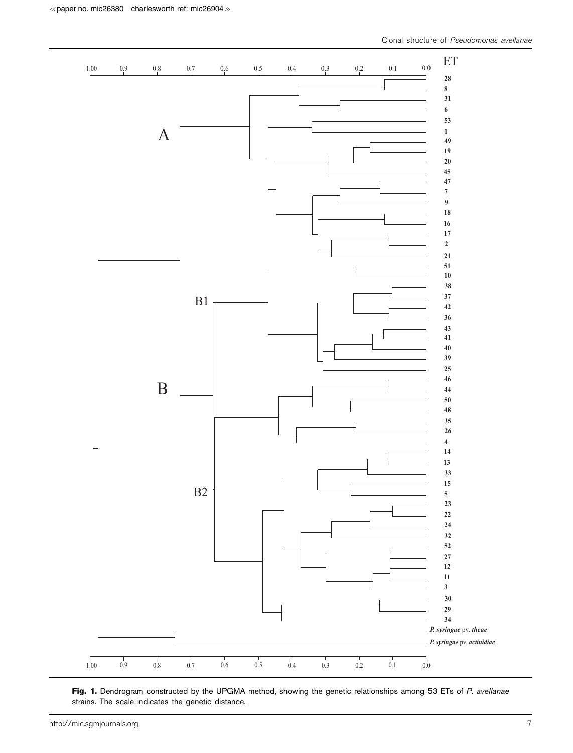**Fig. 1.** Dendrogram constructed by the UPGMA method, showing the genetic relationships among 53 ETs of *P. avellanae* strains. The scale indicates the genetic distance.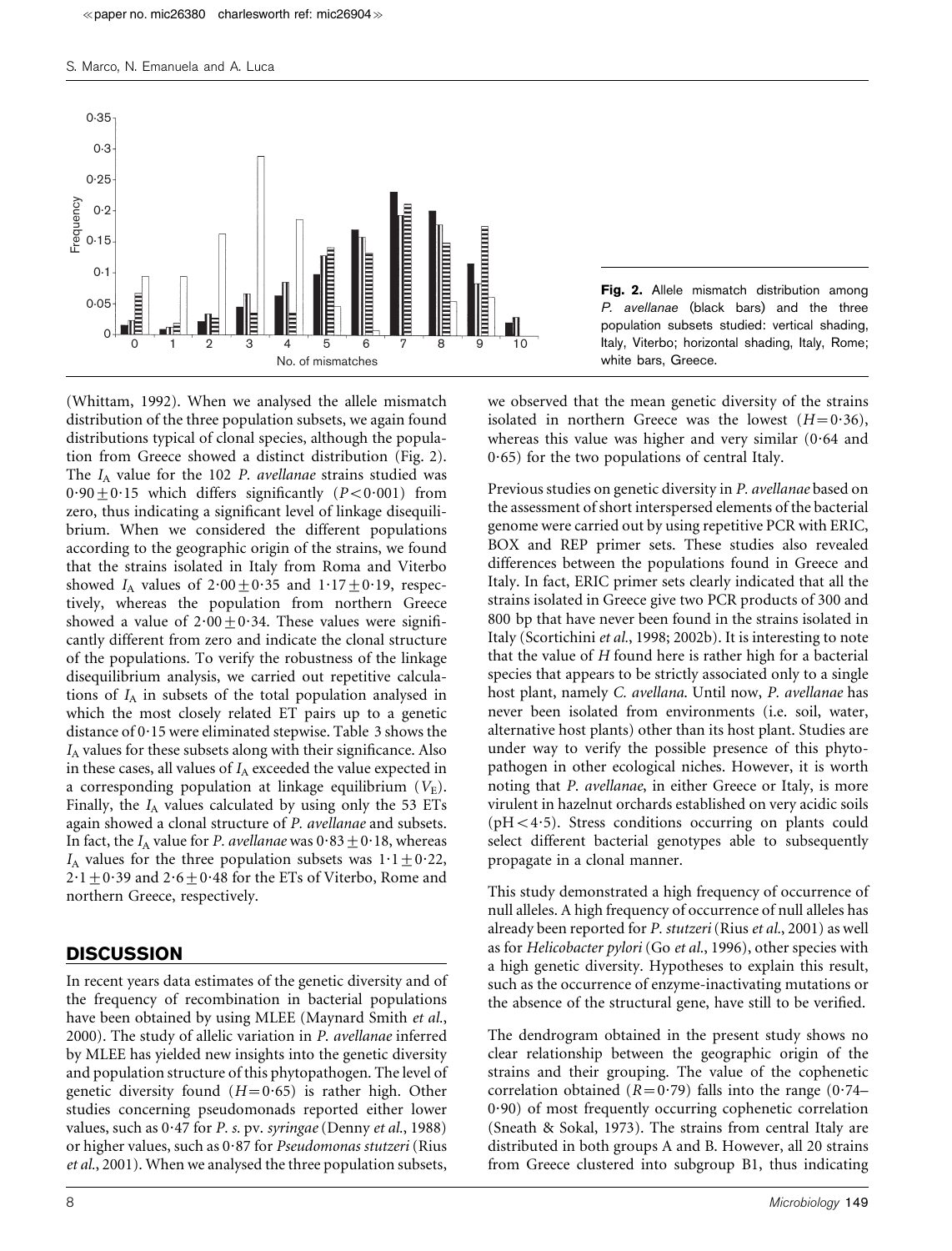**Fig. 2.** Allele mismatch distribution among *P. avellanae* (black bars) and the three population subsets studied: vertical shading, Italy, Viterbo; horizontal shading, Italy, Rome; white bars, Greece.

(Whittam, 1992). When we analysed the allele mismatch distribution of the three population subsets, we again found distributions typical of clonal species, although the population from Greece showed a distinct distribution (Fig. 2). The $I_A$ value for the 102 *P. avellanae* strains studied was $0{\cdot}90 \pm 0{\cdot}15$ which differs significantly ($P < 0{\cdot}001$) from zero, thus indicating a significant level of linkage disequilibrium. When we considered the different populations according to the geographic origin of the strains, we found that the strains isolated in Italy from Roma and Viterbo showed $I_A$ values of $2{\cdot}00 \pm 0{\cdot}35$ and $1{\cdot}17 \pm 0{\cdot}19$, respectively, whereas the population from northern Greece showed a value of $2{\cdot}00 \pm 0{\cdot}34$. These values were significantly different from zero and indicate the clonal structure of the populations. To verify the robustness of the linkage disequilibrium analysis, we carried out repetitive calculations of $I_A$ in subsets of the total population analysed in which the most closely related ET pairs up to a genetic distance of 0·15 were eliminated stepwise. Table 3 shows the $I_A$ values for these subsets along with their significance. Also in these cases, all values of $I_A$ exceeded the value expected in a corresponding population at linkage equilibrium ($V_E$). Finally, the $I_A$ values calculated by using only the 53 ETs again showed a clonal structure of *P. avellanae* and subsets. In fact, the $I_A$ value for *P. avellanae* was $0{\cdot}83 \pm 0{\cdot}18$, whereas $I_A$ values for the three population subsets was $1{\cdot}1 \pm 0{\cdot}22$, $2{\cdot}1 \pm 0{\cdot}39$ and $2{\cdot}6 \pm 0{\cdot}48$ for the ETs of Viterbo, Rome and northern Greece, respectively.

## DISCUSSION

In recent years data estimates of the genetic diversity and of the frequency of recombination in bacterial populations have been obtained by using MLEE (Maynard Smith *et al.*, 2000). The study of allelic variation in *P. avellanae* inferred by MLEE has yielded new insights into the genetic diversity and population structure of this phytopathogen. The level of genetic diversity found ($H = 0{\cdot}65$) is rather high. Other studies concerning pseudomonads reported either lower values, such as 0·47 for *P. s.* pv. *syringae* (Denny *et al.*, 1988) or higher values, such as 0·87 for *Pseudomonas stutzeri* (Rius *et al.*, 2001). When we analysed the three population subsets, we observed that the mean genetic diversity of the strains isolated in northern Greece was the lowest ($H = 0{\cdot}36$), whereas this value was higher and very similar (0·64 and 0·65) for the two populations of central Italy.

Previous studies on genetic diversity in *P. avellanae* based on the assessment of short interspersed elements of the bacterial genome were carried out by using repetitive PCR with ERIC, BOX and REP primer sets. These studies also revealed differences between the populations found in Greece and Italy. In fact, ERIC primer sets clearly indicated that all the strains isolated in Greece give two PCR products of 300 and 800 bp that have never been found in the strains isolated in Italy (Scortichini *et al.*, 1998; 2002b). It is interesting to note that the value of $H$ found here is rather high for a bacterial species that appears to be strictly associated only to a single host plant, namely *C. avellana*. Until now, *P. avellanae* has never been isolated from environments (i.e. soil, water, alternative host plants) other than its host plant. Studies are under way to verify the possible presence of this phytopathogen in other ecological niches. However, it is worth noting that *P. avellanae*, in either Greece or Italy, is more virulent in hazelnut orchards established on very acidic soils ($\mathrm{pH} < 4{\cdot}5$). Stress conditions occurring on plants could select different bacterial genotypes able to subsequently propagate in a clonal manner.

This study demonstrated a high frequency of occurrence of null alleles. A high frequency of occurrence of null alleles has already been reported for *P. stutzeri* (Rius *et al.*, 2001) as well as for *Helicobacter pylori* (Go *et al.*, 1996), other species with a high genetic diversity. Hypotheses to explain this result, such as the occurrence of enzyme-inactivating mutations or the absence of the structural gene, have still to be verified.

The dendrogram obtained in the present study shows no clear relationship between the geographic origin of the strains and their grouping. The value of the cophenetic correlation obtained ($R = 0{\cdot}79$) falls into the range (0·74–0·90) of most frequently occurring cophenetic correlation (Sneath & Sokal, 1973). The strains from central Italy are distributed in both groups A and B. However, all 20 strains from Greece clustered into subgroup B1, thus indicating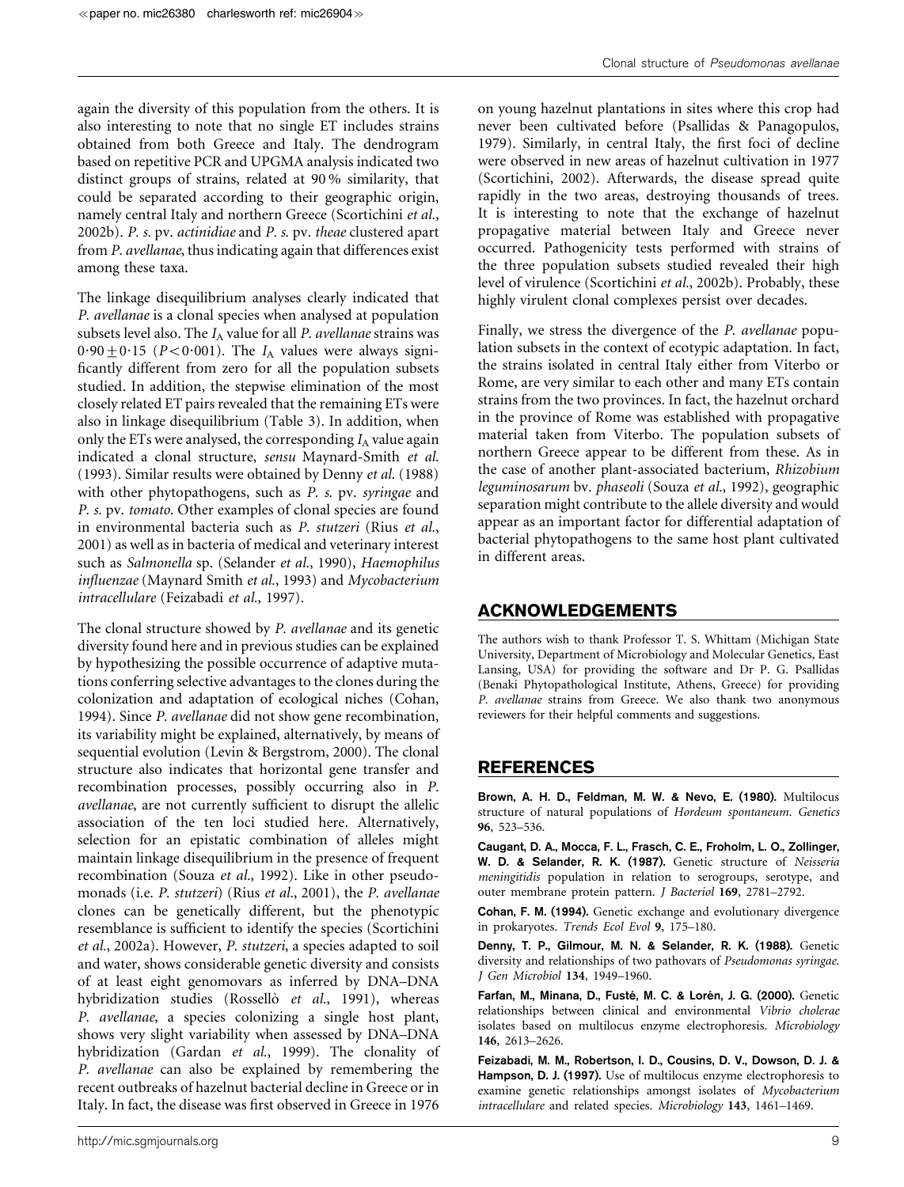again the diversity of this population from the others. It is also interesting to note that no single ET includes strains obtained from both Greece and Italy. The dendrogram based on repetitive PCR and UPGMA analysis indicated two distinct groups of strains, related at 90 % similarity, that could be separated according to their geographic origin, namely central Italy and northern Greece (Scortichini *et al.*, 2002b). *P. s.* pv. *actinidiae* and *P. s.* pv. *theae* clustered apart from *P. avellanae*, thus indicating again that differences exist among these taxa.

The linkage disequilibrium analyses clearly indicated that *P. avellanae* is a clonal species when analysed at population subsets level also. The $I_A$ value for all *P. avellanae* strains was $0{\cdot}90 \pm 0{\cdot}15$ ($P < 0{\cdot}001$). The $I_A$ values were always significantly different from zero for all the population subsets studied. In addition, the stepwise elimination of the most closely related ET pairs revealed that the remaining ETs were also in linkage disequilibrium (Table 3). In addition, when only the ETs were analysed, the corresponding $I_A$ value again indicated a clonal structure, *sensu* Maynard-Smith *et al.* (1993). Similar results were obtained by Denny *et al.* (1988) with other phytopathogens, such as *P. s.* pv. *syringae* and *P. s.* pv. *tomato*. Other examples of clonal species are found in environmental bacteria such as *P. stutzeri* (Rius *et al.*, 2001) as well as in bacteria of medical and veterinary interest such as *Salmonella* sp. (Selander *et al.*, 1990), *Haemophilus influenzae* (Maynard Smith *et al.*, 1993) and *Mycobacterium intracellulare* (Feizabadi *et al.*, 1997).

The clonal structure showed by *P. avellanae* and its genetic diversity found here and in previous studies can be explained by hypothesizing the possible occurrence of adaptive mutations conferring selective advantages to the clones during the colonization and adaptation of ecological niches (Cohan, 1994). Since *P. avellanae* did not show gene recombination, its variability might be explained, alternatively, by means of sequential evolution (Levin & Bergstrom, 2000). The clonal structure also indicates that horizontal gene transfer and recombination processes, possibly occurring also in *P. avellanae*, are not currently sufficient to disrupt the allelic association of the ten loci studied here. Alternatively, selection for an epistatic combination of alleles might maintain linkage disequilibrium in the presence of frequent recombination (Souza *et al.*, 1992). Like in other pseudomonads (i.e. *P. stutzeri*) (Rius *et al.*, 2001), the *P. avellanae* clones can be genetically different, but the phenotypic resemblance is sufficient to identify the species (Scortichini *et al.*, 2002a). However, *P. stutzeri*, a species adapted to soil and water, shows considerable genetic diversity and consists of at least eight genomovars as inferred by DNA–DNA hybridization studies (Rossellò *et al.*, 1991), whereas *P. avellanae*, a species colonizing a single host plant, shows very slight variability when assessed by DNA–DNA hybridization (Gardan *et al.*, 1999). The clonality of *P. avellanae* can also be explained by remembering the recent outbreaks of hazelnut bacterial decline in Greece or in Italy. In fact, the disease was first observed in Greece in 1976 on young hazelnut plantations in sites where this crop had never been cultivated before (Psallidas & Panagopulos, 1979). Similarly, in central Italy, the first foci of decline were observed in new areas of hazelnut cultivation in 1977 (Scortichini, 2002). Afterwards, the disease spread quite rapidly in the two areas, destroying thousands of trees. It is interesting to note that the exchange of hazelnut propagative material between Italy and Greece never occurred. Pathogenicity tests performed with strains of the three population subsets studied revealed their high level of virulence (Scortichini *et al.*, 2002b). Probably, these highly virulent clonal complexes persist over decades.

Finally, we stress the divergence of the *P. avellanae* population subsets in the context of ecotypic adaptation. In fact, the strains isolated in central Italy either from Viterbo or Rome, are very similar to each other and many ETs contain strains from the two provinces. In fact, the hazelnut orchard in the province of Rome was established with propagative material taken from Viterbo. The population subsets of northern Greece appear to be different from these. As in the case of another plant-associated bacterium, *Rhizobium leguminosarum* bv. *phaseoli* (Souza *et al.*, 1992), geographic separation might contribute to the allele diversity and would appear as an important factor for differential adaptation of bacterial phytopathogens to the same host plant cultivated in different areas.

## ACKNOWLEDGEMENTS

The authors wish to thank Professor T. S. Whittam (Michigan State University, Department of Microbiology and Molecular Genetics, East Lansing, USA) for providing the software and Dr P. G. Psallidas (Benaki Phytopathological Institute, Athens, Greece) for providing *P. avellanae* strains from Greece. We also thank two anonymous reviewers for their helpful comments and suggestions.

## REFERENCES

**Brown, A. H. D., Feldman, M. W. & Nevo, E. (1980).** Multilocus structure of natural populations of *Hordeum spontaneum*. *Genetics* **96**, 523–536.

**Caugant, D. A., Mocca, F. L., Frasch, C. E., Froholm, L. O., Zollinger, W. D. & Selander, R. K. (1987).** Genetic structure of *Neisseria meningitidis* population in relation to serogroups, serotype, and outer membrane protein pattern. *J Bacteriol* **169**, 2781–2792.

**Cohan, F. M. (1994).** Genetic exchange and evolutionary divergence in prokaryotes. *Trends Ecol Evol* **9**, 175–180.

**Denny, T. P., Gilmour, M. N. & Selander, R. K. (1988).** Genetic diversity and relationships of two pathovars of *Pseudomonas syringae*. *J Gen Microbiol* **134**, 1949–1960.

**Farfan, M., Minana, D., Fusté, M. C. & Lorén, J. G. (2000).** Genetic relationships between clinical and environmental *Vibrio cholerae* isolates based on multilocus enzyme electrophoresis. *Microbiology* **146**, 2613–2626.

**Feizabadi, M. M., Robertson, I. D., Cousins, D. V., Dowson, D. J. & Hampson, D. J. (1997).** Use of multilocus enzyme electrophoresis to examine genetic relationships amongst isolates of *Mycobacterium intracellulare* and related species. *Microbiology* **143**, 1461–1469.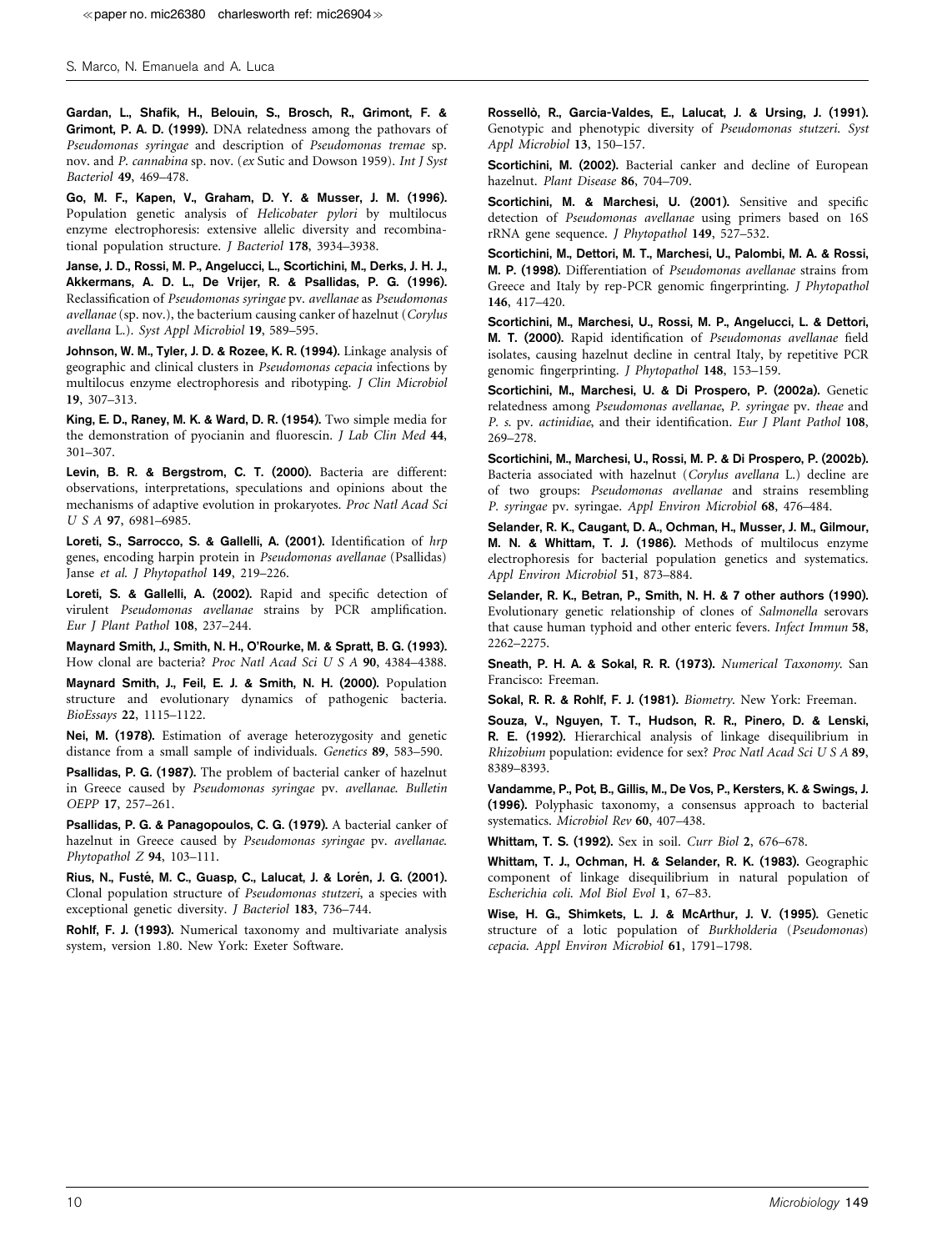**Gardan, L., Shafik, H., Belouin, S., Brosch, R., Grimont, F. & Grimont, P. A. D. (1999).** DNA relatedness among the pathovars of *Pseudomonas syringae* and description of *Pseudomonas tremae* sp. nov. and *P. cannabina* sp. nov. (*ex* Sutic and Dowson 1959). *Int J Syst Bacteriol* **49**, 469–478.

**Go, M. F., Kapen, V., Graham, D. Y. & Musser, J. M. (1996).** Population genetic analysis of *Helicobater pylori* by multilocus enzyme electrophoresis: extensive allelic diversity and recombinational population structure. *J Bacteriol* **178**, 3934–3938.

**Janse, J. D., Rossi, M. P., Angelucci, L., Scortichini, M., Derks, J. H. J., Akkermans, A. D. L., De Vrijer, R. & Psallidas, P. G. (1996).** Reclassification of *Pseudomonas syringae* pv. *avellanae* as *Pseudomonas avellanae* (sp. nov.), the bacterium causing canker of hazelnut (*Corylus avellana* L.). *Syst Appl Microbiol* **19**, 589–595.

**Johnson, W. M., Tyler, J. D. & Rozee, K. R. (1994).** Linkage analysis of geographic and clinical clusters in *Pseudomonas cepacia* infections by multilocus enzyme electrophoresis and ribotyping. *J Clin Microbiol* **19**, 307–313.

**King, E. D., Raney, M. K. & Ward, D. R. (1954).** Two simple media for the demonstration of pyocianin and fluorescin. *J Lab Clin Med* **44**, 301–307.

**Levin, B. R. & Bergstrom, C. T. (2000).** Bacteria are different: observations, interpretations, speculations and opinions about the mechanisms of adaptive evolution in prokaryotes. *Proc Natl Acad Sci U S A* **97**, 6981–6985.

**Loreti, S., Sarrocco, S. & Gallelli, A. (2001).** Identification of *hrp* genes, encoding harpin protein in *Pseudomonas avellanae* (Psallidas) Janse *et al*. *J Phytopathol* **149**, 219–226.

**Loreti, S. & Gallelli, A. (2002).** Rapid and specific detection of virulent *Pseudomonas avellanae* strains by PCR amplification. *Eur J Plant Pathol* **108**, 237–244.

**Maynard Smith, J., Smith, N. H., O'Rourke, M. & Spratt, B. G. (1993).** How clonal are bacteria? *Proc Natl Acad Sci U S A* **90**, 4384–4388.

**Maynard Smith, J., Feil, E. J. & Smith, N. H. (2000).** Population structure and evolutionary dynamics of pathogenic bacteria. *BioEssays* **22**, 1115–1122.

**Nei, M. (1978).** Estimation of average heterozygosity and genetic distance from a small sample of individuals. *Genetics* **89**, 583–590.

**Psallidas, P. G. (1987).** The problem of bacterial canker of hazelnut in Greece caused by *Pseudomonas syringae* pv. *avellanae*. *Bulletin OEPP* **17**, 257–261.

**Psallidas, P. G. & Panagopoulos, C. G. (1979).** A bacterial canker of hazelnut in Greece caused by *Pseudomonas syringae* pv. *avellanae*. *Phytopathol Z* **94**, 103–111.

**Rius, N., Fusté, M. C., Guasp, C., Lalucat, J. & Lorén, J. G. (2001).** Clonal population structure of *Pseudomonas stutzeri*, a species with exceptional genetic diversity. *J Bacteriol* **183**, 736–744.

**Rohlf, F. J. (1993).** Numerical taxonomy and multivariate analysis system, version 1.80. New York: Exeter Software.

**Rossellò, R., Garcia-Valdes, E., Lalucat, J. & Ursing, J. (1991).** Genotypic and phenotypic diversity of *Pseudomonas stutzeri*. *Syst Appl Microbiol* **13**, 150–157.

**Scortichini, M. (2002).** Bacterial canker and decline of European hazelnut. *Plant Disease* **86**, 704–709.

**Scortichini, M. & Marchesi, U. (2001).** Sensitive and specific detection of *Pseudomonas avellanae* using primers based on 16S rRNA gene sequence. *J Phytopathol* **149**, 527–532.

**Scortichini, M., Dettori, M. T., Marchesi, U., Palombi, M. A. & Rossi, M. P. (1998).** Differentiation of *Pseudomonas avellanae* strains from Greece and Italy by rep-PCR genomic fingerprinting. *J Phytopathol* **146**, 417–420.

**Scortichini, M., Marchesi, U., Rossi, M. P., Angelucci, L. & Dettori, M. T. (2000).** Rapid identification of *Pseudomonas avellanae* field isolates, causing hazelnut decline in central Italy, by repetitive PCR genomic fingerprinting. *J Phytopathol* **148**, 153–159.

**Scortichini, M., Marchesi, U. & Di Prospero, P. (2002a).** Genetic relatedness among *Pseudomonas avellanae*, *P. syringae* pv. *theae* and *P. s.* pv. *actinidiae*, and their identification. *Eur J Plant Pathol* **108**, 269–278.

**Scortichini, M., Marchesi, U., Rossi, M. P. & Di Prospero, P. (2002b).** Bacteria associated with hazelnut (*Corylus avellana* L.) decline are of two groups: *Pseudomonas avellanae* and strains resembling *P. syringae* pv. syringae. *Appl Environ Microbiol* **68**, 476–484.

**Selander, R. K., Caugant, D. A., Ochman, H., Musser, J. M., Gilmour, M. N. & Whittam, T. J. (1986).** Methods of multilocus enzyme electrophoresis for bacterial population genetics and systematics. *Appl Environ Microbiol* **51**, 873–884.

**Selander, R. K., Betran, P., Smith, N. H. & 7 other authors (1990).** Evolutionary genetic relationship of clones of *Salmonella* serovars that cause human typhoid and other enteric fevers. *Infect Immun* **58**, 2262–2275.

**Sneath, P. H. A. & Sokal, R. R. (1973).** *Numerical Taxonomy*. San Francisco: Freeman.

**Sokal, R. R. & Rohlf, F. J. (1981).** *Biometry*. New York: Freeman.

**Souza, V., Nguyen, T. T., Hudson, R. R., Pinero, D. & Lenski, R. E. (1992).** Hierarchical analysis of linkage disequilibrium in *Rhizobium* population: evidence for sex? *Proc Natl Acad Sci U S A* **89**, 8389–8393.

**Vandamme, P., Pot, B., Gillis, M., De Vos, P., Kersters, K. & Swings, J. (1996).** Polyphasic taxonomy, a consensus approach to bacterial systematics. *Microbiol Rev* **60**, 407–438.

**Whittam, T. S. (1992).** Sex in soil. *Curr Biol* **2**, 676–678.

**Whittam, T. J., Ochman, H. & Selander, R. K. (1983).** Geographic component of linkage disequilibrium in natural population of *Escherichia coli*. *Mol Biol Evol* **1**, 67–83.

**Wise, H. G., Shimkets, L. J. & McArthur, J. V. (1995).** Genetic structure of a lotic population of *Burkholderia* (*Pseudomonas*) *cepacia*. *Appl Environ Microbiol* **61**, 1791–1798.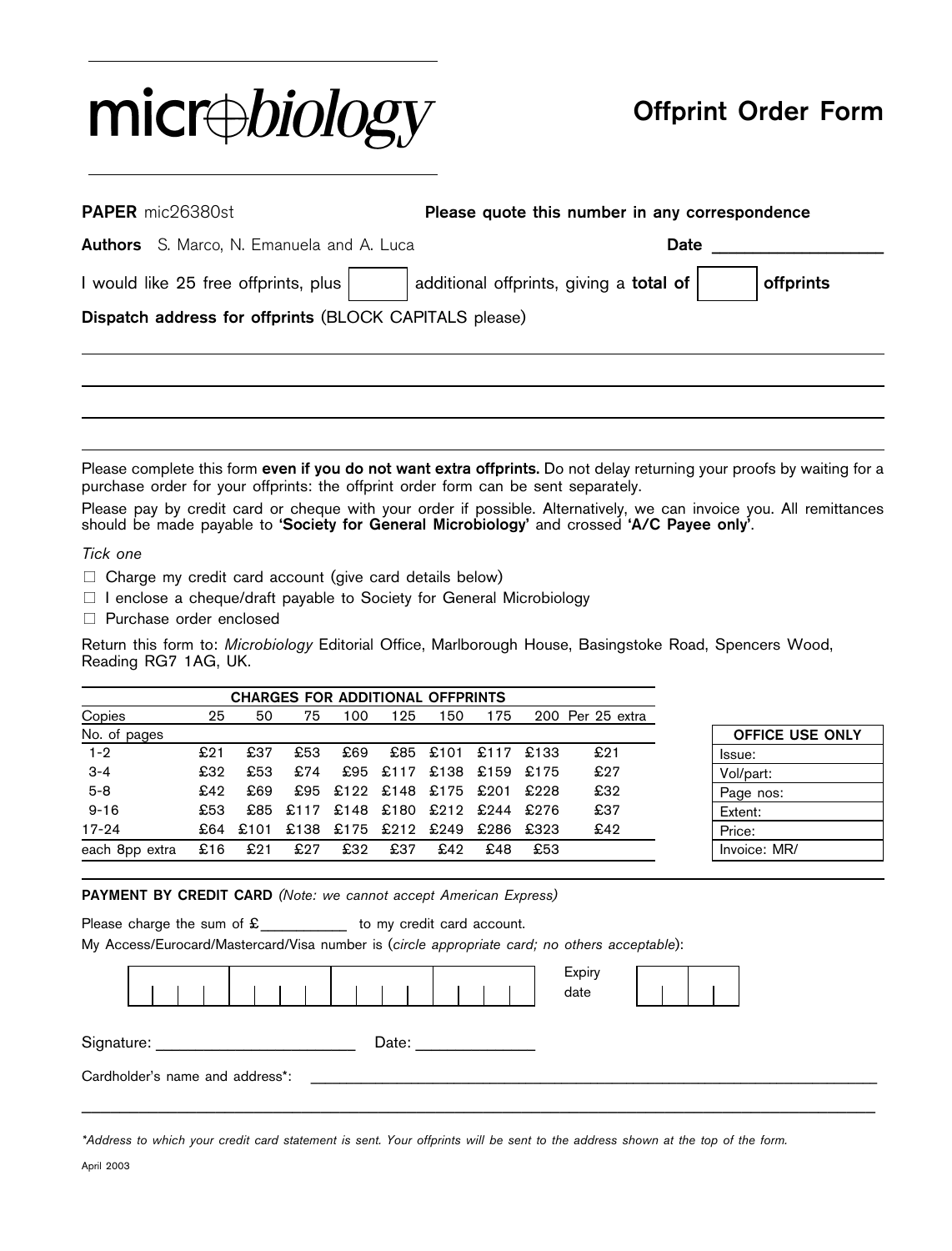# microbiology

## Offprint Order Form

**PAPER** mic26380st **Please quote this number in any correspondence**

**Authors** S. Marco, N. Emanuela and A. Luca **Date** ___________________

I would like 25 free offprints, plus [ ] additional offprints, giving a **total of** [ ] **offprints**

**Dispatch address for offprints** (BLOCK CAPITALS please)

_______________________________________________

_______________________________________________

_______________________________________________

Please complete this form **even if you do not want extra offprints.** Do not delay returning your proofs by waiting for a purchase order for your offprints: the offprint order form can be sent separately.

Please pay by credit card or cheque with your order if possible. Alternatively, we can invoice you. All remittances should be made payable to **'Society for General Microbiology'** and crossed **'A/C Payee only'**.

*Tick one*

- ☐ Charge my credit card account (give card details below)
- ☐ I enclose a cheque/draft payable to Society for General Microbiology
- ☐ Purchase order enclosed

Return this form to: *Microbiology* Editorial Office, Marlborough House, Basingstoke Road, Spencers Wood, Reading RG7 1AG, UK.

**CHARGES FOR ADDITIONAL OFFPRINTS**

| Copies | 25 | 50 | 75 | 100 | 125 | 150 | 175 | 200 | Per 25 extra |
|---|---|---|---|---|---|---|---|---|---|
| No. of pages | | | | | | | | | |
| 1-2 | £21 | £37 | £53 | £69 | £85 | £101 | £117 | £133 | £21 |
| 3-4 | £32 | £53 | £74 | £95 | £117 | £138 | £159 | £175 | £27 |
| 5-8 | £42 | £69 | £95 | £122 | £148 | £175 | £201 | £228 | £32 |
| 9-16 | £53 | £85 | £117 | £148 | £180 | £212 | £244 | £276 | £37 |
| 17-24 | £64 | £101 | £138 | £175 | £212 | £249 | £286 | £323 | £42 |
| each 8pp extra | £16 | £21 | £27 | £32 | £37 | £42 | £48 | £53 | |

| OFFICE USE ONLY |
|---|
| Issue: |
| Vol/part: |
| Page nos: |
| Extent: |
| Price: |
| Invoice: MR/ |

**PAYMENT BY CREDIT CARD** *(Note: we cannot accept American Express)*

Please charge the sum of £__________ to my credit card account.

My Access/Eurocard/Mastercard/Visa number is (*circle appropriate card; no others acceptable*):

[ | | | | | | | | | | | | | | | | ] Expiry date [ | | | ]

Signature: ______________________ Date: _____________

Cardholder's name and address*: _______________________________________________

_______________________________________________

*\*Address to which your credit card statement is sent. Your offprints will be sent to the address shown at the top of the form.*

April 2003